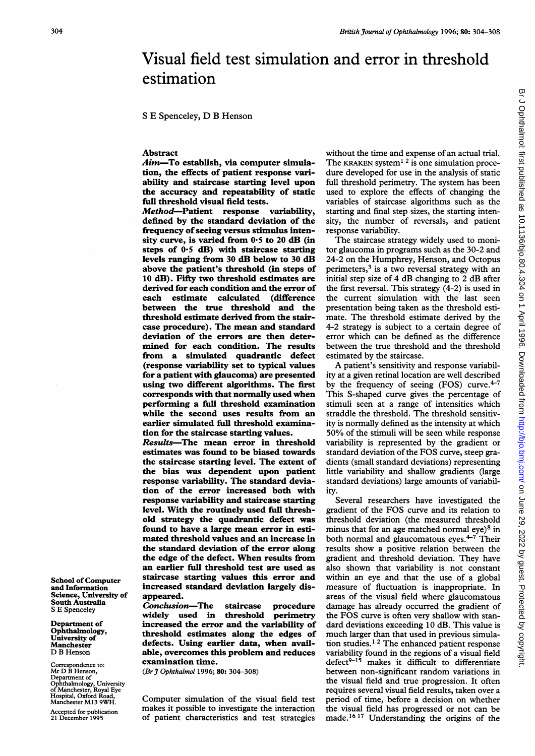# Visual field test simulation and error in threshold estimation

S E Spenceley, D B Henson

## Abstract

***Aim***—**To establish, via computer simulation, the effects of patient response variability and staircase starting level upon the accuracy and repeatability of static full threshold visual field tests.**

***Method***—**Patient response variability, defined by the standard deviation of the frequency of seeing versus stimulus intensity curve, is varied from 0·5 to 20 dB (in steps of 0·5 dB) with staircase starting levels ranging from 30 dB below to 30 dB above the patient's threshold (in steps of 10 dB). Fifty two threshold estimates are derived for each condition and the error of each estimate calculated (difference between the true threshold and the threshold estimate derived from the staircase procedure). The mean and standard deviation of the errors are then determined for each condition. The results from a simulated quadrantic defect (response variability set to typical values for a patient with glaucoma) are presented using two different algorithms. The first corresponds with that normally used when performing a full threshold examination while the second uses results from an earlier simulated full threshold examination for the staircase starting values.**

***Results***—**The mean error in threshold estimates was found to be biased towards the staircase starting level. The extent of the bias was dependent upon patient response variability. The standard deviation of the error increased both with response variability and staircase starting level. With the routinely used full threshold strategy the quadrantic defect was found to have a large mean error in estimated threshold values and an increase in the standard deviation of the error along the edge of the defect. When results from an earlier full threshold test are used as staircase starting values this error and increased standard deviation largely disappeared.**

***Conclusion***—**The staircase procedure widely used in threshold perimetry increased the error and the variability of threshold estimates along the edges of defects. Using earlier data, when available, overcomes this problem and reduces examination time.**

(*Br J Ophthalmol* 1996; **80**: 304–308)

**School of Computer and Information Science, University of South Australia**
S E Spenceley

**Department of Ophthalmology, University of Manchester**
D B Henson

Correspondence to:
Mr D B Henson, Department of Ophthalmology, University of Manchester, Royal Eye Hospital, Oxford Road, Manchester M13 9WH.

Accepted for publication 21 December 1995

Computer simulation of the visual field test makes it possible to investigate the interaction of patient characteristics and test strategies without the time and expense of an actual trial. The KRAKEN system[1 2] is one simulation procedure developed for use in the analysis of static full threshold perimetry. The system has been used to explore the effects of changing the variables of staircase algorithms such as the starting and final step sizes, the starting intensity, the number of reversals, and patient response variability.

The staircase strategy widely used to monitor glaucoma in programs such as the 30-2 and 24-2 on the Humphrey, Henson, and Octopus perimeters,[3] is a two reversal strategy with an initial step size of 4 dB changing to 2 dB after the first reversal. This strategy (4-2) is used in the current simulation with the last seen presentation being taken as the threshold estimate. The threshold estimate derived by the 4-2 strategy is subject to a certain degree of error which can be defined as the difference between the true threshold and the threshold estimated by the staircase.

A patient's sensitivity and response variability at a given retinal location are well described by the frequency of seeing (FOS) curve.[4–7] This S-shaped curve gives the percentage of stimuli seen at a range of intensities which straddle the threshold. The threshold sensitivity is normally defined as the intensity at which 50% of the stimuli will be seen while response variability is represented by the gradient or standard deviation of the FOS curve, steep gradients (small standard deviations) representing little variability and shallow gradients (large standard deviations) large amounts of variability.

Several researchers have investigated the gradient of the FOS curve and its relation to threshold deviation (the measured threshold minus that for an age matched normal eye)[8] in both normal and glaucomatous eyes.[4–7] Their results show a positive relation between the gradient and threshold deviation. They have also shown that variability is not constant within an eye and that the use of a global measure of fluctuation is inappropriate. In areas of the visual field where glaucomatous damage has already occurred the gradient of the FOS curve is often very shallow with standard deviations exceeding 10 dB. This value is much larger than that used in previous simulation studies.[1 2] The enhanced patient response variability found in the regions of a visual field defect[9–15] makes it difficult to differentiate between non-significant random variations in the visual field and true progression. It often requires several visual field results, taken over a period of time, before a decision on whether the visual field has progressed or not can be made.[16 17] Understanding the origins of the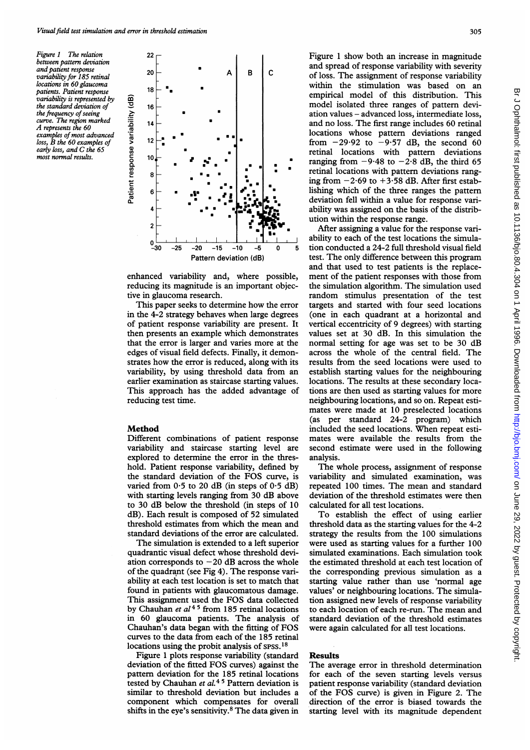Figure 1 The relation between pattern deviation and patient response variability for 185 retinal locations in 60 glaucoma patients. Patient response variability is represented by the standard deviation of the frequency of seeing curve. The region marked A represents the 60 examples of most advanced loss, B the 60 examples of early loss, and C the 65 most normal results.

enhanced variability and, where possible, reducing its magnitude is an important objective in glaucoma research.

This paper seeks to determine how the error in the 4-2 strategy behaves when large degrees of patient response variability are present. It then presents an example which demonstrates that the error is larger and varies more at the edges of visual field defects. Finally, it demonstrates how the error is reduced, along with its variability, by using threshold data from an earlier examination as staircase starting values. This approach has the added advantage of reducing test time.

## Method

Different combinations of patient response variability and staircase starting level are explored to determine the error in the threshold. Patient response variability, defined by the standard deviation of the FOS curve, is varied from 0·5 to 20 dB (in steps of 0·5 dB) with starting levels ranging from 30 dB above to 30 dB below the threshold (in steps of 10 dB). Each result is composed of 52 simulated threshold estimates from which the mean and standard deviations of the error are calculated.

The simulation is extended to a left superior quadrantic visual defect whose threshold deviation corresponds to −20 dB across the whole of the quadrant (see Fig 4). The response variability at each test location is set to match that found in patients with glaucomatous damage. This assignment used the FOS data collected by Chauhan *et al*[4 5] from 185 retinal locations in 60 glaucoma patients. The analysis of Chauhan's data began with the fitting of FOS curves to the data from each of the 185 retinal locations using the probit analysis of SPSS.[18]

Figure 1 plots response variability (standard deviation of the fitted FOS curves) against the pattern deviation for the 185 retinal locations tested by Chauhan *et al.*[4 5] Pattern deviation is similar to threshold deviation but includes a component which compensates for overall shifts in the eye's sensitivity.[8] The data given in Figure 1 show both an increase in magnitude and spread of response variability with severity of loss. The assignment of response variability within the stimulation was based on an empirical model of this distribution. This model isolated three ranges of pattern deviation values – advanced loss, intermediate loss, and no loss. The first range includes 60 retinal locations whose pattern deviations ranged from −29·92 to −9·57 dB, the second 60 retinal locations with pattern deviations ranging from −9·48 to −2·8 dB, the third 65 retinal locations with pattern deviations ranging from −2·69 to +3·58 dB. After first establishing which of the three ranges the pattern deviation fell within a value for response variability was assigned on the basis of the distribution within the response range.

After assigning a value for the response variability to each of the test locations the simulation conducted a 24-2 full threshold visual field test. The only difference between this program and that used to test patients is the replacement of the patient responses with those from the simulation algorithm. The simulation used random stimulus presentation of the test targets and started with four seed locations (one in each quadrant at a horizontal and vertical eccentricity of 9 degrees) with starting values set at 30 dB. In this simulation the normal setting for age was set to be 30 dB across the whole of the central field. The results from the seed locations were used to establish starting values for the neighbouring locations. The results at these secondary locations are then used as starting values for more neighbouring locations, and so on. Repeat estimates were made at 10 preselected locations (as per standard 24-2 program) which included the seed locations. When repeat estimates were available the results from the second estimate were used in the following analysis.

The whole process, assignment of response variability and simulated examination, was repeated 100 times. The mean and standard deviation of the threshold estimates were then calculated for all test locations.

To establish the effect of using earlier threshold data as the starting values for the 4-2 strategy the results from the 100 simulations were used as starting values for a further 100 simulated examinations. Each simulation took the estimated threshold at each test location of the corresponding previous simulation as a starting value rather than use 'normal age values' or neighbouring locations. The simulation assigned new levels of response variability to each location of each re-run. The mean and standard deviation of the threshold estimates were again calculated for all test locations.

## Results

The average error in threshold determination for each of the seven starting levels versus patient response variability (standard deviation of the FOS curve) is given in Figure 2. The direction of the error is biased towards the starting level with its magnitude dependent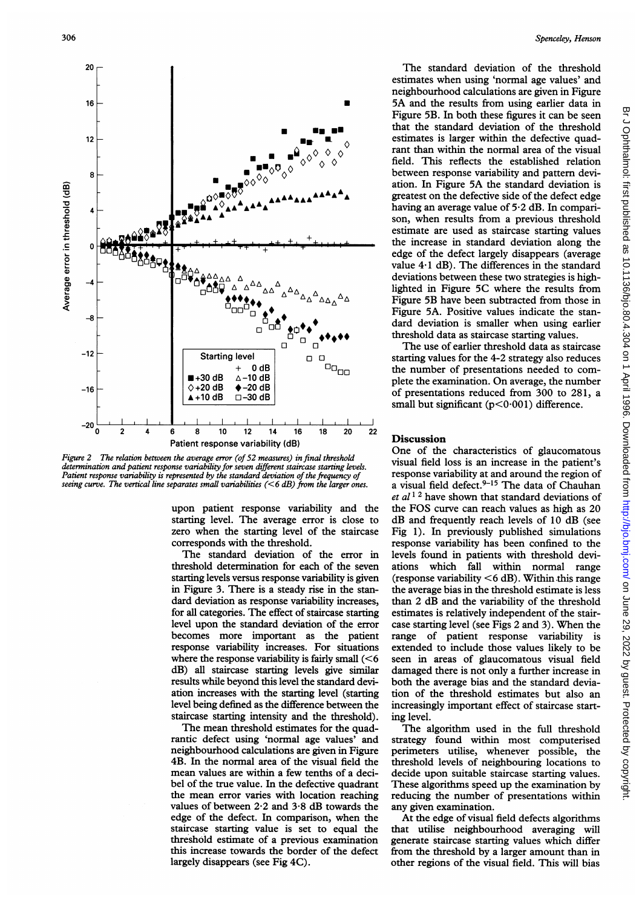Figure 2 The relation between the average error (of 52 measures) in final threshold determination and patient response variability for seven different staircase starting levels. Patient response variability is represented by the standard deviation of the frequency of seeing curve. The vertical line separates small variabilities (<6 dB) from the larger ones.

upon patient response variability and the starting level. The average error is close to zero when the starting level of the staircase corresponds with the threshold.

The standard deviation of the error in threshold determination for each of the seven starting levels versus response variability is given in Figure 3. There is a steady rise in the standard deviation as response variability increases, for all categories. The effect of staircase starting level upon the standard deviation of the error becomes more important as the patient response variability increases. For situations where the response variability is fairly small (<6 dB) all staircase starting levels give similar results while beyond this level the standard deviation increases with the starting level (starting level being defined as the difference between the staircase starting intensity and the threshold).

The mean threshold estimates for the quadrantic defect using 'normal age values' and neighbourhood calculations are given in Figure 4B. In the normal area of the visual field the mean values are within a few tenths of a decibel of the true value. In the defective quadrant the mean error varies with location reaching values of between 2·2 and 3·8 dB towards the edge of the defect. In comparison, when the staircase starting value is set to equal the threshold estimate of a previous examination this increase towards the border of the defect largely disappears (see Fig 4C).

The standard deviation of the threshold estimates when using 'normal age values' and neighbourhood calculations are given in Figure 5A and the results from using earlier data in Figure 5B. In both these figures it can be seen that the standard deviation of the threshold estimates is larger within the defective quadrant than within the normal area of the visual field. This reflects the established relation between response variability and pattern deviation. In Figure 5A the standard deviation is greatest on the defective side of the defect edge having an average value of 5·2 dB. In comparison, when results from a previous threshold estimate are used as staircase starting values the increase in standard deviation along the edge of the defect largely disappears (average value 4·1 dB). The differences in the standard deviations between these two strategies is highlighted in Figure 5C where the results from Figure 5B have been subtracted from those in Figure 5A. Positive values indicate the standard deviation is smaller when using earlier threshold data as staircase starting values.

The use of earlier threshold data as staircase starting values for the 4-2 strategy also reduces the number of presentations needed to complete the examination. On average, the number of presentations reduced from 300 to 281, a small but significant ($p<0.001$) difference.

## Discussion

One of the characteristics of glaucomatous visual field loss is an increase in the patient's response variability at and around the region of a visual field defect.[9-15] The data of Chauhan *et al*[1 2] have shown that standard deviations of the FOS curve can reach values as high as 20 dB and frequently reach levels of 10 dB (see Fig 1). In previously published simulations response variability has been confined to the levels found in patients with threshold deviations which fall within normal range (response variability <6 dB). Within this range the average bias in the threshold estimate is less than 2 dB and the variability of the threshold estimates is relatively independent of the staircase starting level (see Figs 2 and 3). When the range of patient response variability is extended to include those values likely to be seen in areas of glaucomatous visual field damaged there is not only a further increase in both the average bias and the standard deviation of the threshold estimates but also an increasingly important effect of staircase starting level.

The algorithm used in the full threshold strategy found within most computerised perimeters utilise, whenever possible, the threshold levels of neighbouring locations to decide upon suitable staircase starting values. These algorithms speed up the examination by reducing the number of presentations within any given examination.

At the edge of visual field defects algorithms that utilise neighbourhood averaging will generate staircase starting values which differ from the threshold by a larger amount than in other regions of the visual field. This will bias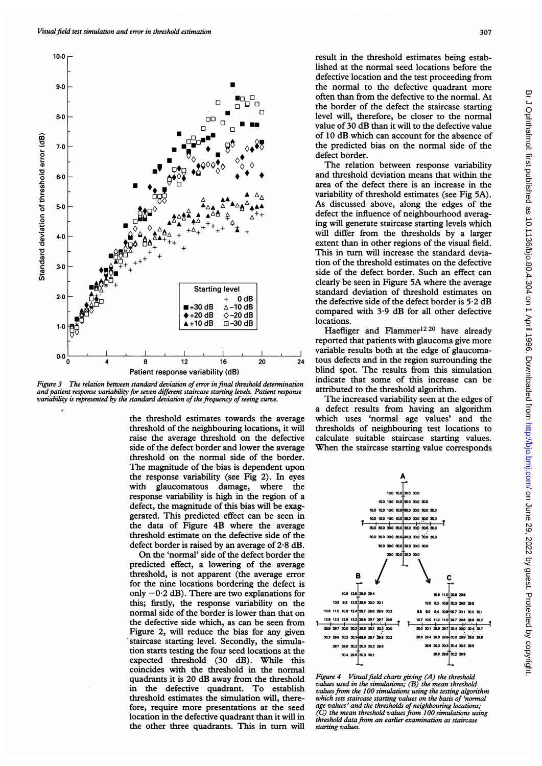Figure 3 The relation between standard deviation of error in final threshold determination and patient response variability for seven different staircase starting levels. Patient response variability is represented by the standard deviation of the frequency of seeing curve.

the threshold estimates towards the average threshold of the neighbouring locations, it will raise the average threshold on the defective side of the defect border and lower the average threshold on the normal side of the border. The magnitude of the bias is dependent upon the response variability (see Fig 2). In eyes with glaucomatous damage, where the response variability is high in the region of a defect, the magnitude of this bias will be exaggerated. This predicted effect can be seen in the data of Figure 4B where the average threshold estimate on the defective side of the defect border is raised by an average of 2·8 dB.

On the 'normal' side of the defect border the predicted effect, a lowering of the average threshold, is not apparent (the average error for the nine locations bordering the defect is only −0·2 dB). There are two explanations for this; firstly, the response variability on the normal side of the border is lower than that on the defective side which, as can be seen from Figure 2, will reduce the bias for any given staircase starting level. Secondly, the simulation starts testing the four seed locations at the expected threshold (30 dB). While this coincides with the threshold in the normal quadrants it is 20 dB away from the threshold in the defective quadrant. To establish threshold estimates the simulation will, therefore, require more presentations at the seed location in the defective quadrant than it will in the other three quadrants. This in turn will result in the threshold estimates being established at the normal seed locations before the defective location and the test proceeding from the normal to the defective quadrant more often than from the defective to the normal. At the border of the defect the staircase starting level will, therefore, be closer to the normal value of 30 dB than it will to the defective value of 10 dB which can account for the absence of the predicted bias on the normal side of the defect border.

The relation between response variability and threshold deviation means that within the area of the defect there is an increase in the variability of threshold estimates (see Fig 5A). As discussed above, along the edges of the defect the influence of neighbourhood averaging will generate staircase starting levels which will differ from the thresholds by a larger extent than in other regions of the visual field. This in turn will increase the standard deviation of the threshold estimates on the defective side of the defect border. Such an effect can clearly be seen in Figure 5A where the average standard deviation of threshold estimates on the defective side of the defect border is 5·2 dB compared with 3·9 dB for all other defective locations.

Haefliger and Flammer[12,20] have already reported that patients with glaucoma give more variable results both at the edge of glaucomatous defects and in the region surrounding the blind spot. The results from this simulation indicate that some of this increase can be attributed to the threshold algorithm.

The increased variability seen at the edges of a defect results from having an algorithm which uses 'normal age values' and the thresholds of neighbouring test locations to calculate suitable staircase starting values. When the staircase starting value corresponds

Figure 4 Visual field charts giving (A) the threshold values used in the simulations; (B) the mean threshold values from the 100 simulations using the testing algorithm which sets staircase starting values on the basis of 'normal age values' and the thresholds of neighbouring locations; (C) the mean threshold values from 100 simulations using threshold data from an earlier examination as staircase starting values.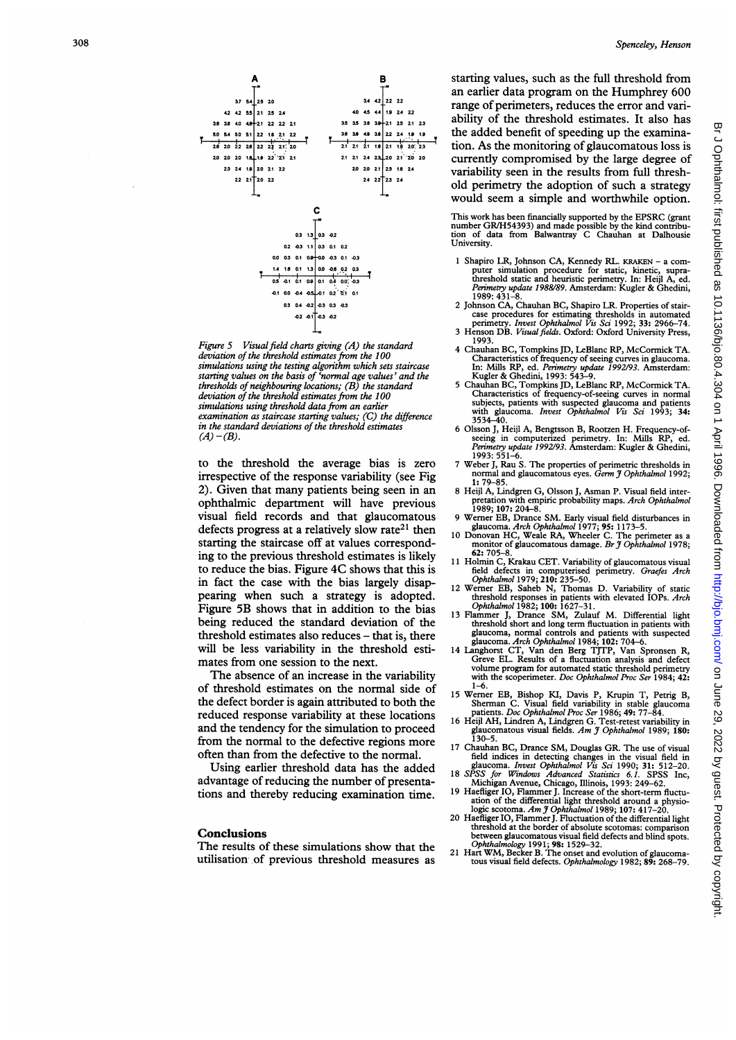A

B

C

*Figure 5 Visual field charts giving (A) the standard deviation of the threshold estimates from the 100 simulations using the testing algorithm which sets staircase starting values on the basis of 'normal age values' and the thresholds of neighbouring locations; (B) the standard deviation of the threshold estimates from the 100 simulations using threshold data from an earlier examination as staircase starting values; (C) the difference in the standard deviations of the threshold estimates (A) − (B).*

to the threshold the average bias is zero irrespective of the response variability (see Fig 2). Given that many patients being seen in an ophthalmic department will have previous visual field records and that glaucomatous defects progress at a relatively slow rate[21] then starting the staircase off at values corresponding to the previous threshold estimates is likely to reduce the bias. Figure 4C shows that this is in fact the case with the bias largely disappearing when such a strategy is adopted. Figure 5B shows that in addition to the bias being reduced the standard deviation of the threshold estimates also reduces – that is, there will be less variability in the threshold estimates from one session to the next.

The absence of an increase in the variability of threshold estimates on the normal side of the defect border is again attributed to both the reduced response variability at these locations and the tendency for the simulation to proceed from the normal to the defective regions more often than from the defective to the normal.

Using earlier threshold data has the added advantage of reducing the number of presentations and thereby reducing examination time.

## Conclusions

The results of these simulations show that the utilisation of previous threshold measures as starting values, such as the full threshold from an earlier data program on the Humphrey 600 range of perimeters, reduces the error and variability of the threshold estimates. It also has the added benefit of speeding up the examination. As the monitoring of glaucomatous loss is currently compromised by the large degree of variability seen in the results from full threshold perimetry the adoption of such a strategy would seem a simple and worthwhile option.

This work has been financially supported by the EPSRC (grant number GR/H54393) and made possible by the kind contribution of data from Balwantray C Chauhan at Dalhousie University.

1. Shapiro LR, Johnson CA, Kennedy RL. KRAKEN – a computer simulation procedure for static, kinetic, suprathreshold static and heuristic perimetry. In: Heijl A, ed. *Perimetry update 1988/89*. Amsterdam: Kugler & Ghedini, 1989: 431–8.
2. Johnson CA, Chauhan BC, Shapiro LR. Properties of staircase procedures for estimating thresholds in automated perimetry. *Invest Ophthalmol Vis Sci* 1992; **33:** 2966–74.
3. Henson DB. *Visual fields*. Oxford: Oxford University Press, 1993.
4. Chauhan BC, Tompkins JD, LeBlanc RP, McCormick TA. Characteristics of frequency of seeing curves in glaucoma. In: Mills RP, ed. *Perimetry update 1992/93*. Amsterdam: Kugler & Ghedini, 1993: 543–9.
5. Chauhan BC, Tompkins JD, LeBlanc RP, McCormick TA. Characteristics of frequency-of-seeing curves in normal subjects, patients with suspected glaucoma and patients with glaucoma. *Invest Ophthalmol Vis Sci* 1993; **34:** 3534–40.
6. Olsson J, Heijl A, Bengtsson B, Rootzen H. Frequency-of-seeing in computerized perimetry. In: Mills RP, ed. *Perimetry update 1992/93*. Amsterdam: Kugler & Ghedini, 1993: 551–6.
7. Weber J, Rau S. The properties of perimetric thresholds in normal and glaucomatous eyes. *Germ J Ophthalmol* 1992; **1:** 79–85.
8. Heijl A, Lindgren G, Olsson J, Asman P. Visual field interpretation with empiric probability maps. *Arch Ophthalmol* 1989; **107:** 204–8.
9. Werner EB, Drance SM. Early visual field disturbances in glaucoma. *Arch Ophthalmol* 1977; **95:** 1173–5.
10. Donovan HC, Weale RA, Wheeler C. The perimeter as a monitor of glaucomatous damage. *Br J Ophthalmol* 1978; **62:** 705–8.
11. Holmin C, Krakau CET. Variability of glaucomatous visual field defects in computerised perimetry. *Graefes Arch Ophthalmol* 1979; **210:** 235–50.
12. Werner EB, Saheb N, Thomas D. Variability of static threshold responses in patients with elevated IOPs. *Arch Ophthalmol* 1982; **100:** 1627–31.
13. Flammer J, Drance SM, Zulauf M. Differential light threshold short and long term fluctuation in patients with glaucoma, normal controls and patients with suspected glaucoma. *Arch Ophthalmol* 1984; **102:** 704–6.
14. Langhorst CT, Van den Berg TJTP, Van Spronsen R, Greve EL. Results of a fluctuation analysis and defect volume program for automated static threshold perimetry with the scoperimeter. *Doc Ophthalmol Proc Ser* 1984; **42:** 1–6.
15. Werner EB, Bishop KI, Davis P, Krupin T, Petrig B, Sherman C. Visual field variability in stable glaucoma patients. *Doc Ophthalmol Proc Ser* 1986; **49:** 77–84.
16. Heijl AH, Lindren A, Lindgren G. Test-retest variability in glaucomatous visual fields. *Am J Ophthalmol* 1989; **180:** 130–5.
17. Chauhan BC, Drance SM, Douglas GR. The use of visual field indices in detecting changes in the visual field in glaucoma. *Invest Ophthalmol Vis Sci* 1990; **31:** 512–20.
18. *SPSS for Windows Advanced Statistics 6.1*. SPSS Inc, Michigan Avenue, Chicago, Illinois, 1993: 249–62.
19. Haefliger IO, Flammer J. Increase of the short-term fluctuation of the differential light threshold around a physiologic scotoma. *Am J Ophthalmol* 1989; **107:** 417–20.
20. Haefliger IO, Flammer J. Fluctuation of the differential light threshold at the border of absolute scotomas: comparison between glaucomatous visual field defects and blind spots. *Ophthalmology* 1991; **98:** 1529–32.
21. Hart WM, Becker B. The onset and evolution of glaucomatous visual field defects. *Ophthalmology* 1982; **89:** 268–79.